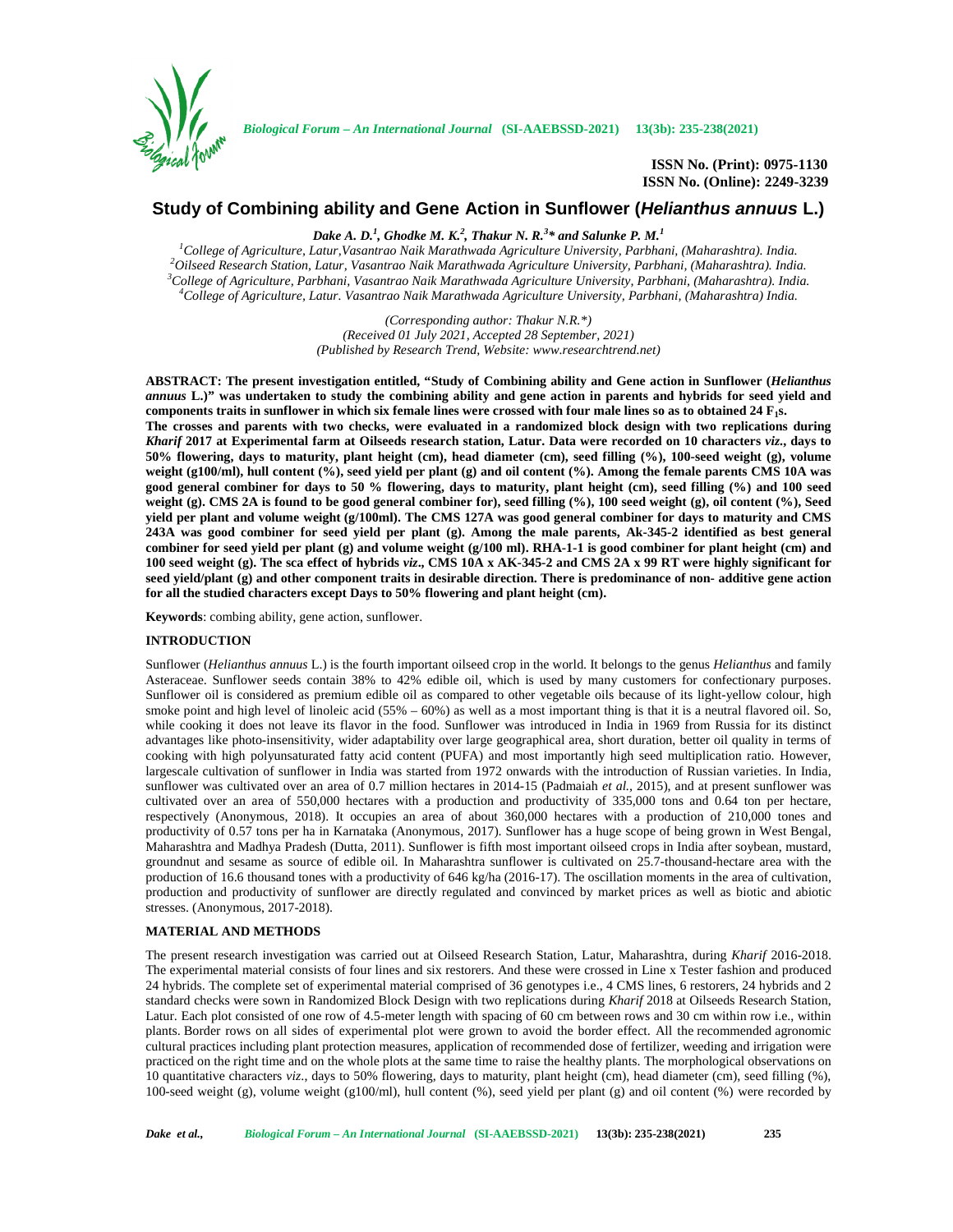# Study of Combining ability and Gene Action in Sunflower (*Helianthus annuus* L.)

***Dake A. D.[1], Ghodke M. K.[2], Thakur N. R.[3]\* and Salunke P. M.[1]***

[1]College of Agriculture, Latur,Vasantrao Naik Marathwada Agriculture University, Parbhani, (Maharashtra). India.
[2]Oilseed Research Station, Latur, Vasantrao Naik Marathwada Agriculture University, Parbhani, (Maharashtra). India.
[3]College of Agriculture, Parbhani, Vasantrao Naik Marathwada Agriculture University, Parbhani, (Maharashtra). India.
[4]College of Agriculture, Latur. Vasantrao Naik Marathwada Agriculture University, Parbhani, (Maharashtra) India.

*(Corresponding author: Thakur N.R.\*)*
*(Received 01 July 2021, Accepted 28 September, 2021)*
*(Published by Research Trend, Website: www.researchtrend.net)*

**ABSTRACT: The present investigation entitled, "Study of Combining ability and Gene action in Sunflower (*Helianthus annuus* L.)" was undertaken to study the combining ability and gene action in parents and hybrids for seed yield and components traits in sunflower in which six female lines were crossed with four male lines so as to obtained 24 $F_1$s.**
**The crosses and parents with two checks, were evaluated in a randomized block design with two replications during *Kharif* 2017 at Experimental farm at Oilseeds research station, Latur. Data were recorded on 10 characters *viz*., days to 50% flowering, days to maturity, plant height (cm), head diameter (cm), seed filling (%), 100-seed weight (g), volume weight (g100/ml), hull content (%), seed yield per plant (g) and oil content (%). Among the female parents CMS 10A was good general combiner for days to 50 % flowering, days to maturity, plant height (cm), seed filling (%) and 100 seed weight (g). CMS 2A is found to be good general combiner for), seed filling (%), 100 seed weight (g), oil content (%), Seed yield per plant and volume weight (g/100ml). The CMS 127A was good general combiner for days to maturity and CMS 243A was good combiner for seed yield per plant (g). Among the male parents, Ak-345-2 identified as best general combiner for seed yield per plant (g) and volume weight (g/100 ml). RHA-1-1 is good combiner for plant height (cm) and 100 seed weight (g). The sca effect of hybrids *viz*., CMS 10A x AK-345-2 and CMS 2A x 99 RT were highly significant for seed yield/plant (g) and other component traits in desirable direction. There is predominance of non- additive gene action for all the studied characters except Days to 50% flowering and plant height (cm).**

**Keywords**: combing ability, gene action, sunflower.

## INTRODUCTION

Sunflower (*Helianthus annuus* L.) is the fourth important oilseed crop in the world. It belongs to the genus *Helianthus* and family Asteraceae. Sunflower seeds contain 38% to 42% edible oil, which is used by many customers for confectionary purposes. Sunflower oil is considered as premium edible oil as compared to other vegetable oils because of its light-yellow colour, high smoke point and high level of linoleic acid (55% – 60%) as well as a most important thing is that it is a neutral flavored oil. So, while cooking it does not leave its flavor in the food. Sunflower was introduced in India in 1969 from Russia for its distinct advantages like photo-insensitivity, wider adaptability over large geographical area, short duration, better oil quality in terms of cooking with high polyunsaturated fatty acid content (PUFA) and most importantly high seed multiplication ratio. However, largescale cultivation of sunflower in India was started from 1972 onwards with the introduction of Russian varieties. In India, sunflower was cultivated over an area of 0.7 million hectares in 2014-15 (Padmaiah *et al.*, 2015), and at present sunflower was cultivated over an area of 550,000 hectares with a production and productivity of 335,000 tons and 0.64 ton per hectare, respectively (Anonymous, 2018). It occupies an area of about 360,000 hectares with a production of 210,000 tones and productivity of 0.57 tons per ha in Karnataka (Anonymous, 2017). Sunflower has a huge scope of being grown in West Bengal, Maharashtra and Madhya Pradesh (Dutta, 2011). Sunflower is fifth most important oilseed crops in India after soybean, mustard, groundnut and sesame as source of edible oil. In Maharashtra sunflower is cultivated on 25.7-thousand-hectare area with the production of 16.6 thousand tones with a productivity of 646 kg/ha (2016-17). The oscillation moments in the area of cultivation, production and productivity of sunflower are directly regulated and convinced by market prices as well as biotic and abiotic stresses. (Anonymous, 2017-2018).

## MATERIAL AND METHODS

The present research investigation was carried out at Oilseed Research Station, Latur, Maharashtra, during *Kharif* 2016-2018. The experimental material consists of four lines and six restorers. And these were crossed in Line x Tester fashion and produced 24 hybrids. The complete set of experimental material comprised of 36 genotypes i.e., 4 CMS lines, 6 restorers, 24 hybrids and 2 standard checks were sown in Randomized Block Design with two replications during *Kharif* 2018 at Oilseeds Research Station, Latur. Each plot consisted of one row of 4.5-meter length with spacing of 60 cm between rows and 30 cm within row i.e., within plants. Border rows on all sides of experimental plot were grown to avoid the border effect. All the recommended agronomic cultural practices including plant protection measures, application of recommended dose of fertilizer, weeding and irrigation were practiced on the right time and on the whole plots at the same time to raise the healthy plants. The morphological observations on 10 quantitative characters *viz*., days to 50% flowering, days to maturity, plant height (cm), head diameter (cm), seed filling (%), 100-seed weight (g), volume weight (g100/ml), hull content (%), seed yield per plant (g) and oil content (%) were recorded by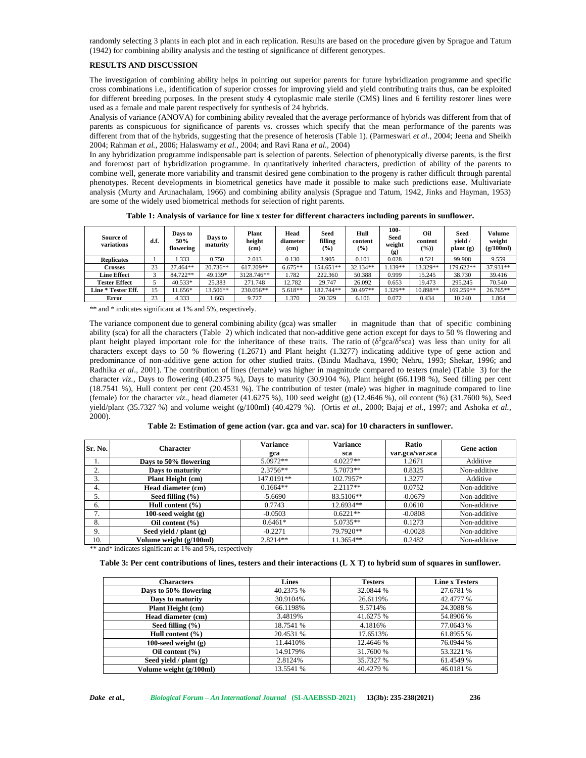randomly selecting 3 plants in each plot and in each replication. Results are based on the procedure given by Sprague and Tatum (1942) for combining ability analysis and the testing of significance of different genotypes.

## RESULTS AND DISCUSSION

The investigation of combining ability helps in pointing out superior parents for future hybridization programme and specific cross combinations i.e., identification of superior crosses for improving yield and yield contributing traits thus, can be exploited for different breeding purposes. In the present study 4 cytoplasmic male sterile (CMS) lines and 6 fertility restorer lines were used as a female and male parent respectively for synthesis of 24 hybrids.

Analysis of variance (ANOVA) for combining ability revealed that the average performance of hybrids was different from that of parents as conspicuous for significance of parents vs. crosses which specify that the mean performance of the parents was different from that of the hybrids, suggesting that the presence of heterosis (Table 1). (Parmeswari *et al.*, 2004; Jeena and Sheikh 2004; Rahman *et al.*, 2006; Halaswamy *et al.*, 2004; and Ravi Rana *et al.*, 2004)

In any hybridization programme indispensable part is selection of parents. Selection of phenotypically diverse parents, is the first and foremost part of hybridization programme. In quantitatively inherited characters, prediction of ability of the parents to combine well, generate more variability and transmit desired gene combination to the progeny is rather difficult through parental phenotypes. Recent developments in biometrical genetics have made it possible to make such predictions ease. Multivariate analysis (Murty and Arunachalam, 1966) and combining ability analysis (Sprague and Tatum, 1942, Jinks and Hayman, 1953) are some of the widely used biometrical methods for selection of right parents.

**Table 1: Analysis of variance for line x tester for different characters including parents in sunflower.**

| Source of variations | d.f. | Days to 50% flowering | Days to maturity | Plant height (cm) | Head diameter (cm) | Seed filling (%) | Hull content (%) | 100-Seed weight (g) | Oil content (%)) | Seed yield / plant (g) | Volume weight (g/100ml) |
|---|---|---|---|---|---|---|---|---|---|---|---|
| Replicates | 1 | 1.333 | 0.750 | 2.013 | 0.130 | 3.905 | 0.101 | 0.028 | 0.521 | 99.908 | 9.559 |
| Crosses | 23 | 27.464** | 20.736** | 617.209** | 6.675** | 154.651** | 32.134** | 1.139** | 13.329** | 179.622** | 37.931** |
| Line Effect | 3 | 84.722** | 49.139* | 3128.746** | 1.782 | 222.360 | 50.388 | 0.999 | 15.245 | 38.730 | 39.416 |
| Tester Effect | 5 | 40.533* | 25.383 | 271.748 | 12.782 | 29.747 | 26.092 | 0.653 | 19.473 | 295.245 | 70.540 |
| Line * Tester Eff. | 15 | 11.656* | 13.506** | 230.056** | 5.618** | 182.744** | 30.497** | 1.329** | 10.898** | 169.259** | 26.765** |
| Error | 23 | 4.333 | 1.663 | 9.727 | 1.370 | 20.329 | 6.106 | 0.072 | 0.434 | 10.240 | 1.864 |

** and * indicates significant at 1% and 5%, respectively.

The variance component due to general combining ability (gca) was smaller in magnitude than that of specific combining ability (sca) for all the characters (Table 2) which indicated that non-additive gene action except for days to 50 % flowering and plant height played important role for the inheritance of these traits. The ratio of ($\delta^2$gca/$\delta^2$sca) was less than unity for all characters except days to 50 % flowering (1.2671) and Plant height (1.3277) indicating additive type of gene action and predominance of non-additive gene action for other studied traits. (Bindu Madhava, 1990; Nehru, 1993; Shekar, 1996; and Radhika *et al*., 2001). The contribution of lines (female) was higher in magnitude compared to testers (male) (Table 3) for the character *viz.,* Days to flowering (40.2375 %), Days to maturity (30.9104 %), Plant height (66.1198 %), Seed filling per cent (18.7541 %), Hull content per cent (20.4531 %). The contribution of tester (male) was higher in magnitude compared to line (female) for the character *viz*., head diameter (41.6275 %), 100 seed weight (g) (12.4646 %), oil content (%) (31.7600 %), Seed yield/plant (35.7327 %) and volume weight (g/100ml) (40.4279 %). (Ortis *et al.,* 2000; Bajaj *et al.,* 1997; and Ashoka *et al.,* 2000).

**Table 2: Estimation of gene action (var. gca and var. sca) for 10 characters in sunflower.**

| Sr. No. | Character | Variance gca | Variance sca | Ratio var.gca/var.sca | Gene action |
|---|---|---|---|---|---|
| 1. | Days to 50% flowering | 5.0972** | 4.0227** | 1.2671 | Additive |
| 2. | Days to maturity | 2.3756** | 5.7073** | 0.8325 | Non-additive |
| 3. | Plant Height (cm) | 147.0191** | 102.7957* | 1.3277 | Additive |
| 4. | Head diameter (cm) | 0.1664** | 2.2117** | 0.0752 | Non-additive |
| 5. | Seed filling (%) | -5.6690 | 83.5106** | -0.0679 | Non-additive |
| 6. | Hull content (%) | 0.7743 | 12.6934** | 0.0610 | Non-additive |
| 7. | 100-seed weight (g) | -0.0503 | 0.6221** | -0.0808 | Non-additive |
| 8. | Oil content (%) | 0.6461* | 5.0735** | 0.1273 | Non-additive |
| 9. | Seed yield / plant (g) | -0.2271 | 79.7920** | -0.0028 | Non-additive |
| 10. | Volume weight (g/100ml) | 2.8214** | 11.3654** | 0.2482 | Non-additive |

** and* indicates significant at 1% and 5%, respectively

**Table 3: Per cent contributions of lines, testers and their interactions (L X T) to hybrid sum of squares in sunflower.**

| Characters | Lines | Testers | Line x Testers |
|---|---|---|---|
| Days to 50% flowering | 40.2375 % | 32.0844 % | 27.6781 % |
| Days to maturity | 30.9104% | 26.6119% | 42.4777 % |
| Plant Height (cm) | 66.1198% | 9.5714% | 24.3088 % |
| Head diameter (cm) | 3.4819% | 41.6275 % | 54.8906 % |
| Seed filling (%) | 18.7541 % | 4.1816% | 77.0643 % |
| Hull content (%) | 20.4531 % | 17.6513% | 61.8955 % |
| 100-seed weight (g) | 11.4410% | 12.4646 % | 76.0944 % |
| Oil content (%) | 14.9179% | 31.7600 % | 53.3221 % |
| Seed yield / plant (g) | 2.8124% | 35.7327 % | 61.4549 % |
| Volume weight (g/100ml) | 13.5541 % | 40.4279 % | 46.0181 % |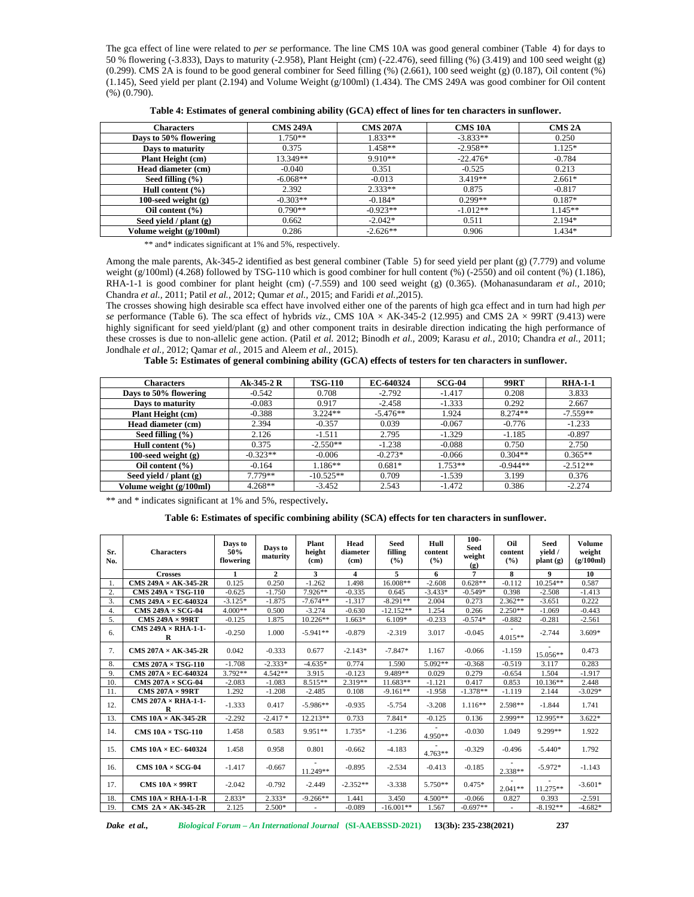The gca effect of line were related to *per se* performance. The line CMS 10A was good general combiner (Table 4) for days to 50 % flowering (-3.833), Days to maturity (-2.958), Plant Height (cm) (-22.476), seed filling (%) (3.419) and 100 seed weight (g) (0.299). CMS 2A is found to be good general combiner for Seed filling (%) (2.661), 100 seed weight (g) (0.187), Oil content (%) (1.145), Seed yield per plant (2.194) and Volume Weight (g/100ml) (1.434). The CMS 249A was good combiner for Oil content (%) (0.790).

**Table 4: Estimates of general combining ability (GCA) effect of lines for ten characters in sunflower.**

| Characters | CMS 249A | CMS 207A | CMS 10A | CMS 2A |
|---|---|---|---|---|
| Days to 50% flowering | 1.750** | 1.833** | -3.833** | 0.250 |
| Days to maturity | 0.375 | 1.458** | -2.958** | 1.125* |
| Plant Height (cm) | 13.349** | 9.910** | -22.476* | -0.784 |
| Head diameter (cm) | -0.040 | 0.351 | -0.525 | 0.213 |
| Seed filling (%) | -6.068** | -0.013 | 3.419** | 2.661* |
| Hull content (%) | 2.392 | 2.333** | 0.875 | -0.817 |
| 100-seed weight (g) | -0.303** | -0.184* | 0.299** | 0.187* |
| Oil content (%) | 0.790** | -0.923** | -1.012** | 1.145** |
| Seed yield / plant (g) | 0.662 | -2.042* | 0.511 | 2.194* |
| Volume weight (g/100ml) | 0.286 | -2.626** | 0.906 | 1.434* |

** and* indicates significant at 1% and 5%, respectively.

Among the male parents, Ak-345-2 identified as best general combiner (Table 5) for seed yield per plant (g) (7.779) and volume weight (g/100ml) (4.268) followed by TSG-110 which is good combiner for hull content (%) (-2550) and oil content (%) (1.186), RHA-1-1 is good combiner for plant height (cm) (-7.559) and 100 seed weight (g) (0.365). (Mohanasundaram *et al.,* 2010; Chandra *et al.,* 2011; Patil *et al.,* 2012; Qumar *et al.,* 2015; and Faridi *et al.,*2015).

The crosses showing high desirable sca effect have involved either one of the parents of high gca effect and in turn had high *per se* performance (Table 6). The sca effect of hybrids *viz*., CMS 10A × AK-345-2 (12.995) and CMS 2A × 99RT (9.413) were highly significant for seed yield/plant (g) and other component traits in desirable direction indicating the high performance of these crosses is due to non-allelic gene action. (Patil *et al.* 2012; Binodh *et al.,* 2009; Karasu *et al.,* 2010; Chandra *et al.,* 2011; Jondhale *et al.,* 2012; Qamar *et al.,* 2015 and Aleem *et al.,* 2015).

**Table 5: Estimates of general combining ability (GCA) effects of testers for ten characters in sunflower.**

| Characters | Ak-345-2 R | TSG-110 | EC-640324 | SCG-04 | 99RT | RHA-1-1 |
|---|---|---|---|---|---|---|
| Days to 50% flowering | -0.542 | 0.708 | -2.792 | -1.417 | 0.208 | 3.833 |
| Days to maturity | -0.083 | 0.917 | -2.458 | -1.333 | 0.292 | 2.667 |
| Plant Height (cm) | -0.388 | 3.224** | -5.476** | 1.924 | 8.274** | -7.559** |
| Head diameter (cm) | 2.394 | -0.357 | 0.039 | -0.067 | -0.776 | -1.233 |
| Seed filling (%) | 2.126 | -1.511 | 2.795 | -1.329 | -1.185 | -0.897 |
| Hull content (%) | 0.375 | -2.550** | -1.238 | -0.088 | 0.750 | 2.750 |
| 100-seed weight (g) | -0.323** | -0.006 | -0.273* | -0.066 | 0.304** | 0.365** |
| Oil content (%) | -0.164 | 1.186** | 0.681* | 1.753** | -0.944** | -2.512** |
| Seed yield / plant (g) | 7.779** | -10.525** | 0.709 | -1.539 | 3.199 | 0.376 |
| Volume weight (g/100ml) | 4.268** | -3.452 | 2.543 | -1.472 | 0.386 | -2.274 |

** and * indicates significant at 1% and 5%, respectively**.**

**Table 6: Estimates of specific combining ability (SCA) effects for ten characters in sunflower.**

| Sr. No. | Characters | Days to 50% flowering | Days to maturity | Plant height (cm) | Head diameter (cm) | Seed filling (%) | Hull content (%) | 100-Seed weight (g) | Oil content (%) | Seed yield / plant (g) | Volume weight (g/100ml) |
|---|---|---|---|---|---|---|---|---|---|---|---|
| | Crosses | 1 | 2 | 3 | 4 | 5 | 6 | 7 | 8 | 9 | 10 |
| 1. | CMS 249A × AK-345-2R | 0.125 | 0.250 | -1.262 | 1.498 | 16.008** | -2.608 | 0.628** | -0.112 | 10.254** | 0.587 |
| 2. | CMS 249A × TSG-110 | -0.625 | -1.750 | 7.926** | -0.335 | 0.645 | -3.433* | -0.549* | 0.398 | -2.508 | -1.413 |
| 3. | CMS 249A × EC-640324 | -3.125* | -1.875 | -7.674** | -1.317 | -8.291** | 2.004 | 0.273 | 2.362** | -3.651 | 0.222 |
| 4. | CMS 249A × SCG-04 | 4.000** | 0.500 | -3.274 | -0.630 | -12.152** | 1.254 | 0.266 | 2.250** | -1.069 | -0.443 |
| 5. | CMS 249A × 99RT | -0.125 | 1.875 | 10.226** | 1.663* | 6.109* | -0.233 | -0.574* | -0.882 | -0.281 | -2.561 |
| 6. | CMS 249A × RHA-1-1-R | -0.250 | 1.000 | -5.941** | -0.879 | -2.319 | 3.017 | -0.045 | -4.015** | -2.744 | 3.609* |
| 7. | CMS 207A × AK-345-2R | 0.042 | -0.333 | 0.677 | -2.143* | -7.847* | 1.167 | -0.066 | -1.159 | -15.056** | 0.473 |
| 8. | CMS 207A × TSG-110 | -1.708 | -2.333* | -4.635* | 0.774 | 1.590 | 5.092** | -0.368 | -0.519 | 3.117 | 0.283 |
| 9. | CMS 207A × EC-640324 | 3.792** | 4.542** | 3.915 | -0.123 | 9.489** | 0.029 | 0.279 | -0.654 | 1.504 | -1.917 |
| 10. | CMS 207A × SCG-04 | -2.083 | -1.083 | 8.515** | 2.319** | 11.683** | -1.121 | 0.417 | 0.853 | 10.136** | 2.448 |
| 11. | CMS 207A × 99RT | 1.292 | -1.208 | -2.485 | 0.108 | -9.161** | -1.958 | -1.378** | -1.119 | 2.144 | -3.029* |
| 12. | CMS 207A × RHA-1-1-R | -1.333 | 0.417 | -5.986** | -0.935 | -5.754 | -3.208 | 1.116** | 2.598** | -1.844 | 1.741 |
| 13. | CMS 10A × AK-345-2R | -2.292 | -2.417 * | 12.213** | 0.733 | 7.841* | -0.125 | 0.136 | 2.999** | 12.995** | 3.622* |
| 14. | CMS 10A × TSG-110 | 1.458 | 0.583 | 9.951** | 1.735* | -1.236 | -4.950** | -0.030 | 1.049 | 9.299** | 1.922 |
| 15. | CMS 10A × EC- 640324 | 1.458 | 0.958 | 0.801 | -0.662 | -4.183 | -4.763** | -0.329 | -0.496 | -5.440* | 1.792 |
| 16. | CMS 10A × SCG-04 | -1.417 | -0.667 | -11.249** | -0.895 | -2.534 | -0.413 | -0.185 | -2.338** | -5.972* | -1.143 |
| 17. | CMS 10A × 99RT | -2.042 | -0.792 | -2.449 | -2.352** | -3.338 | 5.750** | 0.475* | -2.041** | -11.275** | -3.601* |
| 18. | CMS 10A × RHA-1-1-R | 2.833* | 2.333* | -9.266** | 1.441 | 3.450 | 4.500** | -0.066 | 0.827 | 0.393 | -2.591 |
| 19. | CMS 2A × AK-345-2R | 2.125 | 2.500* | - | -0.089 | -16.001** | 1.567 | -0.697** | - | -8.192** | -4.682* |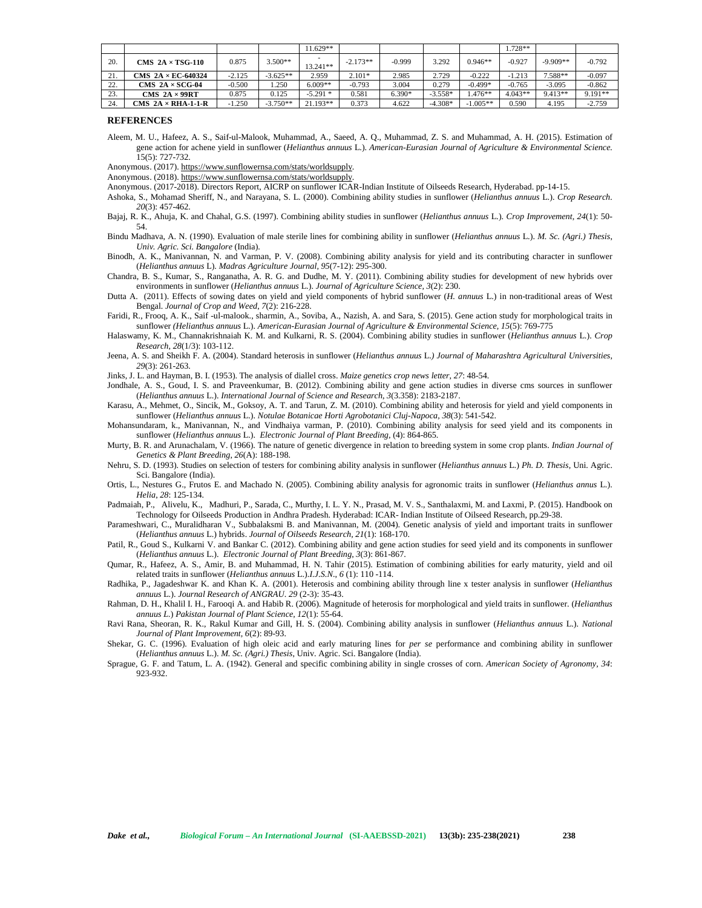| | | | | | | | | | | | |
|---|---|---|---|---|---|---|---|---|---|---|---|
| | | | | 11.629** | | | | | 1.728** | | |
| 20. | **CMS 2A × TSG-110** | 0.875 | 3.500** | -13.241** | -2.173** | -0.999 | 3.292 | 0.946** | -0.927 | -9.909** | -0.792 |
| 21. | **CMS 2A × EC-640324** | -2.125 | -3.625** | 2.959 | 2.101* | 2.985 | 2.729 | -0.222 | -1.213 | 7.588** | -0.097 |
| 22. | **CMS 2A × SCG-04** | -0.500 | 1.250 | 6.009** | -0.793 | 3.004 | 0.279 | -0.499* | -0.765 | -3.095 | -0.862 |
| 23. | **CMS 2A × 99RT** | 0.875 | 0.125 | -5.291 * | 0.581 | 6.390* | -3.558* | 1.476** | 4.043** | 9.413** | 9.191** |
| 24. | **CMS 2A × RHA-1-1-R** | -1.250 | -3.750** | 21.193** | 0.373 | 4.622 | -4.308* | -1.005** | 0.590 | 4.195 | -2.759 |

## REFERENCES

Aleem, M. U., Hafeez, A. S., Saif-ul-Malook, Muhammad, A., Saeed, A. Q., Muhammad, Z. S. and Muhammad, A. H. (2015). Estimation of gene action for achene yield in sunflower (*Helianthus annuus* L.). *American-Eurasian Journal of Agriculture & Environmental Science.* 15(5): 727-732.

Anonymous. (2017). https://www.sunflowernsa.com/stats/worldsupply.

Anonymous. (2018). https://www.sunflowernsa.com/stats/worldsupply.

Anonymous. (2017-2018). Directors Report, AICRP on sunflower ICAR-Indian Institute of Oilseeds Research, Hyderabad. pp-14-15.

Ashoka, S., Mohamad Sheriff, N., and Narayana, S. L. (2000). Combining ability studies in sunflower (*Helianthus annuus* L.). *Crop Research*. *20*(3): 457-462.

Bajaj, R. K., Ahuja, K. and Chahal, G.S. (1997). Combining ability studies in sunflower (*Helianthus annuus* L.)*. Crop Improvement, 24*(1): 50-54.

Bindu Madhava, A. N. (1990). Evaluation of male sterile lines for combining ability in sunflower (*Helianthus annuus* L.). *M. Sc. (Agri.) Thesis, Univ. Agric. Sci. Bangalore* (India).

Binodh, A. K., Manivannan, N. and Varman, P. V. (2008). Combining ability analysis for yield and its contributing character in sunflower (*Helianthus annuus* L). *Madras Agriculture Journal*, *95*(7-12): 295-300.

Chandra, B. S., Kumar, S., Ranganatha, A. R. G. and Dudhe, M. Y. (2011). Combining ability studies for development of new hybrids over environments in sunflower (*Helianthus annuus* L.). *Journal of Agriculture Science, 3*(2): 230.

Dutta A. (2011). Effects of sowing dates on yield and yield components of hybrid sunflower (*H. annuus* L.) in non-traditional areas of West Bengal. *Journal of Crop and Weed*, *7*(2): 216-228.

Faridi, R., Frooq, A. K., Saif -ul-malook., sharmin, A., Soviba, A., Nazish, A. and Sara, S. (2015). Gene action study for morphological traits in sunflower *(Helianthus annuus* L.). *American-Eurasian Journal of Agriculture & Environmental Science, 15*(5): 769-775

Halaswamy, K. M., Channakrishnaiah K. M. and Kulkarni, R. S. (2004). Combining ability studies in sunflower (*Helianthus annuus* L.). *Crop Research*, *28*(1/3): 103-112.

Jeena, A. S. and Sheikh F. A. (2004). Standard heterosis in sunflower (*Helianthus annuus* L*.) Journal of Maharashtra Agricultural Universities, 29*(3): 261-263.

Jinks, J. L. and Hayman, B. I. (1953). The analysis of diallel cross. *Maize genetics crop news letter*, *27*: 48-54.

Jondhale, A. S., Goud, I. S. and Praveenkumar, B. (2012). Combining ability and gene action studies in diverse cms sources in sunflower (*Helianthus annuus* L.). *International Journal of Science and Research, 3*(3.358): 2183-2187.

Karasu, A., Mehmet, O., Sincik, M., Goksoy, A. T. and Tarun, Z. M. (2010). Combining ability and heterosis for yield and yield components in sunflower (*Helianthus annuus* L.). *Notulae Botanicae Horti Agrobotanici Cluj-Napoca, 38*(3): 541-542.

Mohansundaram, k., Manivannan, N., and Vindhaiya varman, P. (2010). Combining ability analysis for seed yield and its components in sunflower (*Helianthus annuus* L.). *Electronic Journal of Plant Breeding,* (4): 864-865.

Murty, B. R. and Arunachalam, V. (1966). The nature of genetic divergence in relation to breeding system in some crop plants. *Indian Journal of Genetics & Plant Breeding*, *26*(A): 188-198.

Nehru, S. D. (1993). Studies on selection of testers for combining ability analysis in sunflower (*Helianthus annuus* L.) *Ph. D. Thesis,* Uni. Agric. Sci. Bangalore (India).

Ortis, L., Nestures G., Frutos E. and Machado N. (2005). Combining ability analysis for agronomic traits in sunflower (*Helianthus annus* L.). *Helia*, *28*: 125-134.

Padmaiah, P., Alivelu, K., Madhuri, P., Sarada, C., Murthy, I. L. Y. N., Prasad, M. V. S., Santhalaxmi, M. and Laxmi, P. (2015). Handbook on Technology for Oilseeds Production in Andhra Pradesh. Hyderabad: ICAR- Indian Institute of Oilseed Research, pp.29-38.

Parameshwari, C., Muralidharan V., Subbalaksmi B. and Manivannan, M. (2004). Genetic analysis of yield and important traits in sunflower (*Helianthus annuus* L.) hybrids. *Journal of Oilseeds Research, 21*(1): 168-170.

Patil, R., Goud S., Kulkarni V. and Bankar C. (2012). Combining ability and gene action studies for seed yield and its components in sunflower (*Helianthus annuus* L.). *Electronic Journal of Plant Breeding, 3*(3): 861-867.

Qumar, R., Hafeez, A. S., Amir, B. and Muhammad, H. N. Tahir (2015). Estimation of combining abilities for early maturity, yield and oil related traits in sunflower (*Helianthus annuus* L.).*I.J.S.N*., *6* (1): 110 -114.

Radhika, P., Jagadeshwar K. and Khan K. A. (2001). Heterosis and combining ability through line x tester analysis in sunflower (*Helianthus annuus* L.). *Journal Research of ANGRAU*. *29* (2-3): 35-43.

Rahman, D. H., Khalil I. H., Farooqi A. and Habib R. (2006). Magnitude of heterosis for morphological and yield traits in sunflower. (*Helianthus annuus L*.) *Pakistan Journal of Plant Science, 12*(1): 55-64.

Ravi Rana, Sheoran, R. K., Rakul Kumar and Gill, H. S. (2004). Combining ability analysis in sunflower (*Helianthus annuus* L.). *National Journal of Plant Improvement*, *6*(2): 89-93.

Shekar, G. C. (1996). Evaluation of high oleic acid and early maturing lines for *per se* performance and combining ability in sunflower (*Helianthus annuus* L.). *M. Sc. (Agri.) Thesis*, Univ. Agric. Sci. Bangalore (India).

Sprague, G. F. and Tatum, L. A. (1942). General and specific combining ability in single crosses of corn. *American Society of Agronomy, 34*: 923-932.